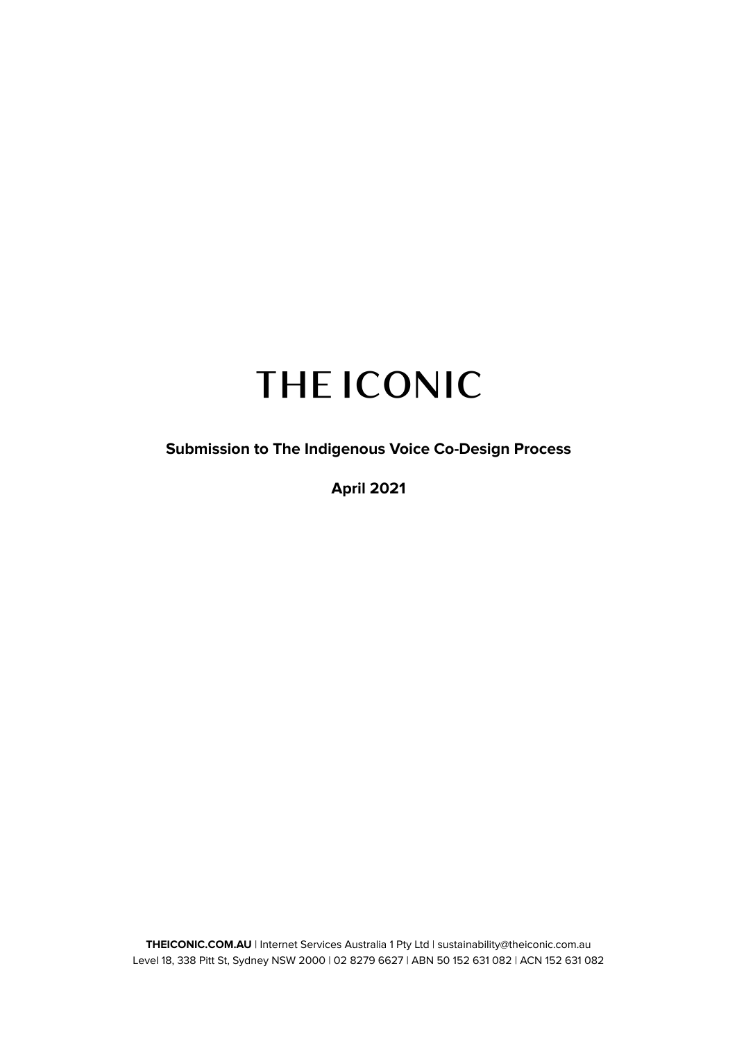# THE ICONIC

**Submission to The Indigenous Voice Co-Design Process**

**April 2021**

**THEICONIC.COM.AU** | Internet Services Australia 1 Pty Ltd | sustainability@theiconic.com.au
Level 18, 338 Pitt St, Sydney NSW 2000 | 02 8279 6627 | ABN 50 152 631 082 | ACN 152 631 082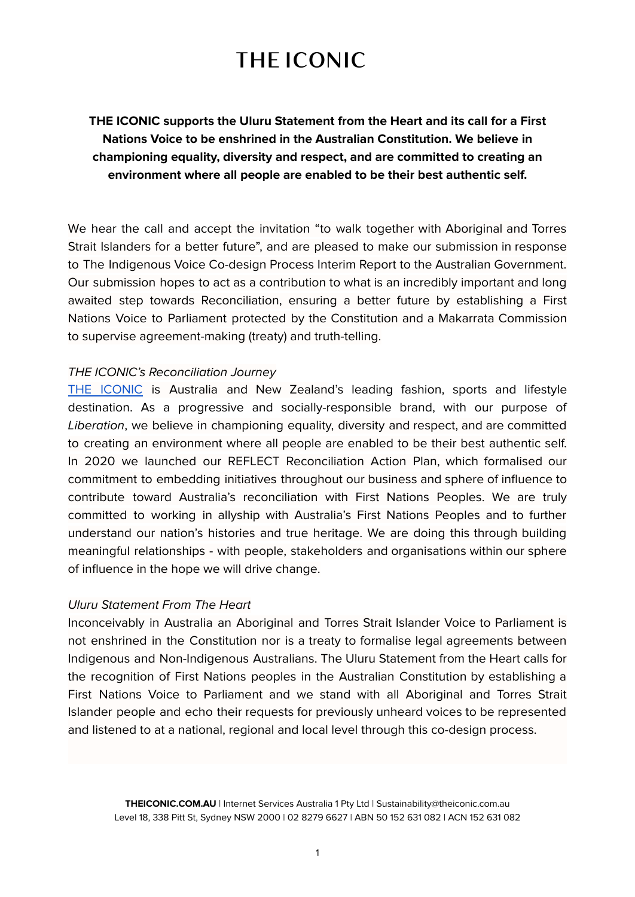# THE ICONIC

**THE ICONIC supports the Uluru Statement from the Heart and its call for a First Nations Voice to be enshrined in the Australian Constitution. We believe in championing equality, diversity and respect, and are committed to creating an environment where all people are enabled to be their best authentic self.**

We hear the call and accept the invitation "to walk together with Aboriginal and Torres Strait Islanders for a better future", and are pleased to make our submission in response to The Indigenous Voice Co-design Process Interim Report to the Australian Government. Our submission hopes to act as a contribution to what is an incredibly important and long awaited step towards Reconciliation, ensuring a better future by establishing a First Nations Voice to Parliament protected by the Constitution and a Makarrata Commission to supervise agreement-making (treaty) and truth-telling.

*THE ICONIC's Reconciliation Journey*

THE ICONIC is Australia and New Zealand's leading fashion, sports and lifestyle destination. As a progressive and socially-responsible brand, with our purpose of *Liberation*, we believe in championing equality, diversity and respect, and are committed to creating an environment where all people are enabled to be their best authentic self. In 2020 we launched our REFLECT Reconciliation Action Plan, which formalised our commitment to embedding initiatives throughout our business and sphere of influence to contribute toward Australia's reconciliation with First Nations Peoples. We are truly committed to working in allyship with Australia's First Nations Peoples and to further understand our nation's histories and true heritage. We are doing this through building meaningful relationships - with people, stakeholders and organisations within our sphere of influence in the hope we will drive change.

*Uluru Statement From The Heart*

Inconceivably in Australia an Aboriginal and Torres Strait Islander Voice to Parliament is not enshrined in the Constitution nor is a treaty to formalise legal agreements between Indigenous and Non-Indigenous Australians. The Uluru Statement from the Heart calls for the recognition of First Nations peoples in the Australian Constitution by establishing a First Nations Voice to Parliament and we stand with all Aboriginal and Torres Strait Islander people and echo their requests for previously unheard voices to be represented and listened to at a national, regional and local level through this co-design process.

**THEICONIC.COM.AU** | Internet Services Australia 1 Pty Ltd | Sustainability@theiconic.com.au
Level 18, 338 Pitt St, Sydney NSW 2000 | 02 8279 6627 | ABN 50 152 631 082 | ACN 152 631 082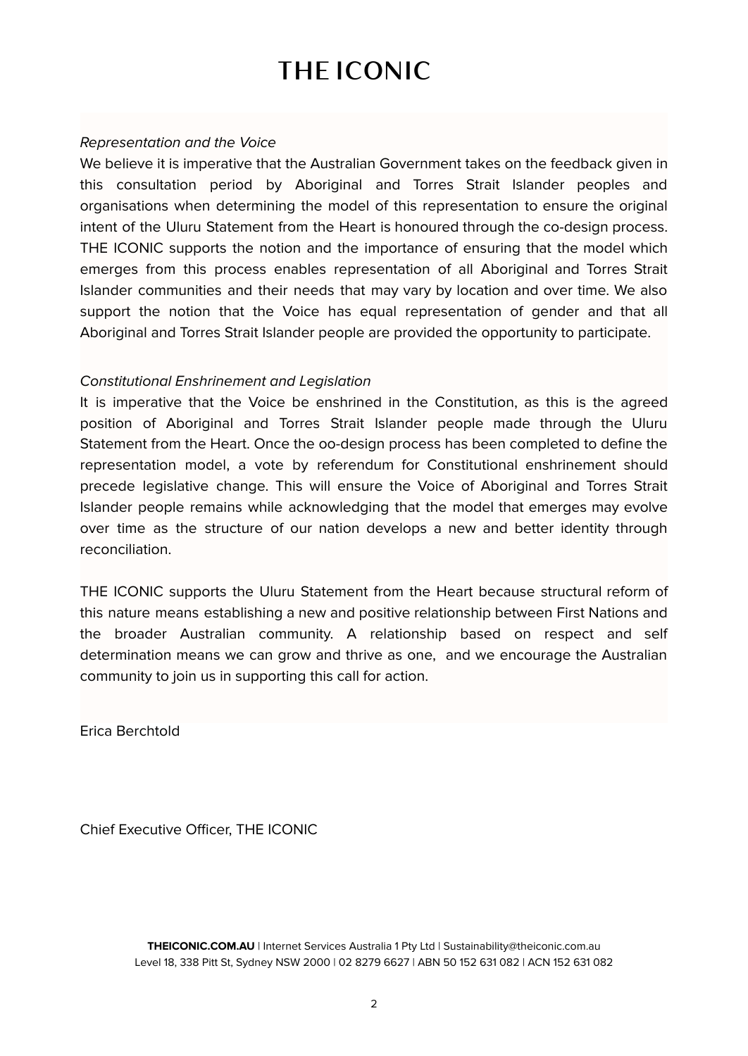*Representation and the Voice*

We believe it is imperative that the Australian Government takes on the feedback given in this consultation period by Aboriginal and Torres Strait Islander peoples and organisations when determining the model of this representation to ensure the original intent of the Uluru Statement from the Heart is honoured through the co-design process. THE ICONIC supports the notion and the importance of ensuring that the model which emerges from this process enables representation of all Aboriginal and Torres Strait Islander communities and their needs that may vary by location and over time. We also support the notion that the Voice has equal representation of gender and that all Aboriginal and Torres Strait Islander people are provided the opportunity to participate.

*Constitutional Enshrinement and Legislation*

It is imperative that the Voice be enshrined in the Constitution, as this is the agreed position of Aboriginal and Torres Strait Islander people made through the Uluru Statement from the Heart. Once the oo-design process has been completed to define the representation model, a vote by referendum for Constitutional enshrinement should precede legislative change. This will ensure the Voice of Aboriginal and Torres Strait Islander people remains while acknowledging that the model that emerges may evolve over time as the structure of our nation develops a new and better identity through reconciliation.

THE ICONIC supports the Uluru Statement from the Heart because structural reform of this nature means establishing a new and positive relationship between First Nations and the broader Australian community. A relationship based on respect and self determination means we can grow and thrive as one, and we encourage the Australian community to join us in supporting this call for action.

Erica Berchtold

Chief Executive Officer, THE ICONIC

**THEICONIC.COM.AU** | Internet Services Australia 1 Pty Ltd | Sustainability@theiconic.com.au
Level 18, 338 Pitt St, Sydney NSW 2000 | 02 8279 6627 | ABN 50 152 631 082 | ACN 152 631 082